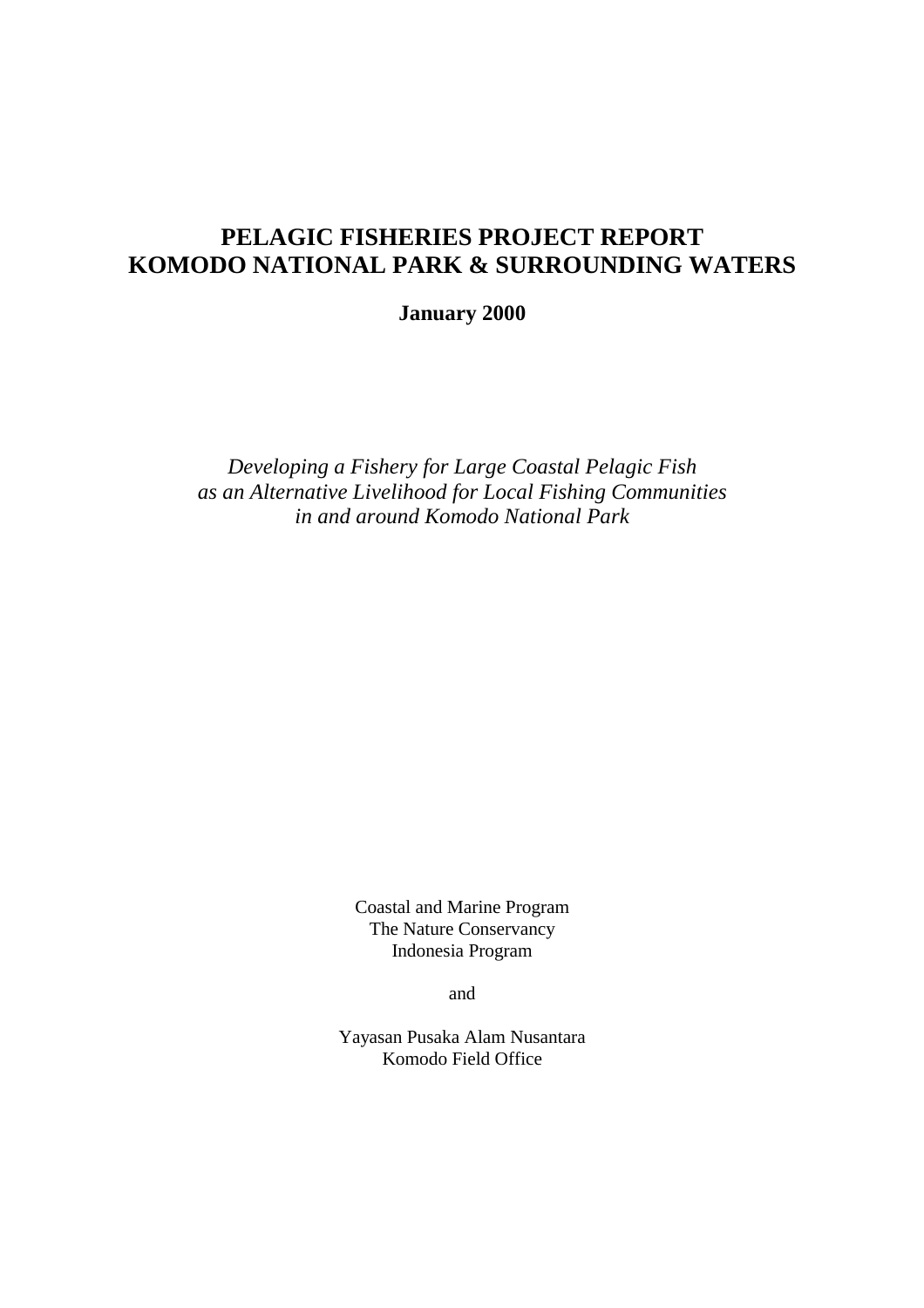# PELAGIC FISHERIES PROJECT REPORT
# KOMODO NATIONAL PARK & SURROUNDING WATERS

**January 2000**

*Developing a Fishery for Large Coastal Pelagic Fish*
*as an Alternative Livelihood for Local Fishing Communities*
*in and around Komodo National Park*

Coastal and Marine Program
The Nature Conservancy
Indonesia Program

and

Yayasan Pusaka Alam Nusantara
Komodo Field Office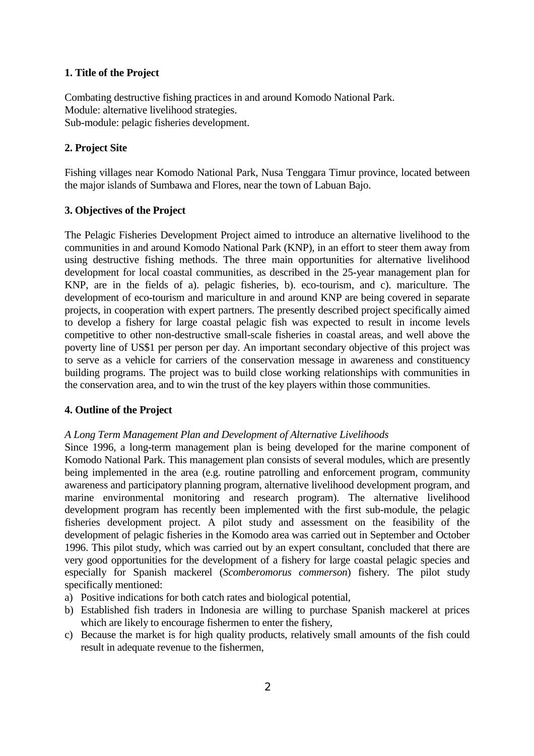**1. Title of the Project**

Combating destructive fishing practices in and around Komodo National Park.
Module: alternative livelihood strategies.
Sub-module: pelagic fisheries development.

**2. Project Site**

Fishing villages near Komodo National Park, Nusa Tenggara Timur province, located between the major islands of Sumbawa and Flores, near the town of Labuan Bajo.

**3. Objectives of the Project**

The Pelagic Fisheries Development Project aimed to introduce an alternative livelihood to the communities in and around Komodo National Park (KNP), in an effort to steer them away from using destructive fishing methods. The three main opportunities for alternative livelihood development for local coastal communities, as described in the 25-year management plan for KNP, are in the fields of a). pelagic fisheries, b). eco-tourism, and c). mariculture. The development of eco-tourism and mariculture in and around KNP are being covered in separate projects, in cooperation with expert partners. The presently described project specifically aimed to develop a fishery for large coastal pelagic fish was expected to result in income levels competitive to other non-destructive small-scale fisheries in coastal areas, and well above the poverty line of US$1 per person per day. An important secondary objective of this project was to serve as a vehicle for carriers of the conservation message in awareness and constituency building programs. The project was to build close working relationships with communities in the conservation area, and to win the trust of the key players within those communities.

**4. Outline of the Project**

*A Long Term Management Plan and Development of Alternative Livelihoods*
Since 1996, a long-term management plan is being developed for the marine component of Komodo National Park. This management plan consists of several modules, which are presently being implemented in the area (e.g. routine patrolling and enforcement program, community awareness and participatory planning program, alternative livelihood development program, and marine environmental monitoring and research program). The alternative livelihood development program has recently been implemented with the first sub-module, the pelagic fisheries development project. A pilot study and assessment on the feasibility of the development of pelagic fisheries in the Komodo area was carried out in September and October 1996. This pilot study, which was carried out by an expert consultant, concluded that there are very good opportunities for the development of a fishery for large coastal pelagic species and especially for Spanish mackerel (*Scomberomorus commerson*) fishery. The pilot study specifically mentioned:

a) Positive indications for both catch rates and biological potential,
b) Established fish traders in Indonesia are willing to purchase Spanish mackerel at prices which are likely to encourage fishermen to enter the fishery,
c) Because the market is for high quality products, relatively small amounts of the fish could result in adequate revenue to the fishermen,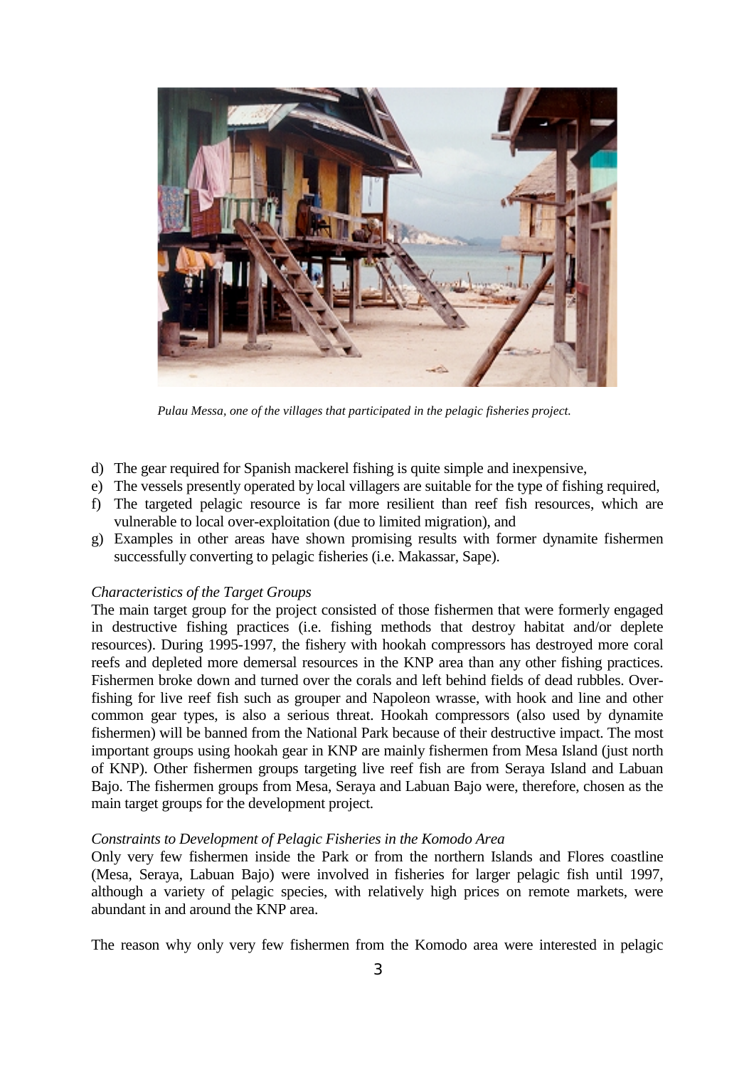*Pulau Messa, one of the villages that participated in the pelagic fisheries project.*

d) The gear required for Spanish mackerel fishing is quite simple and inexpensive,
e) The vessels presently operated by local villagers are suitable for the type of fishing required,
f) The targeted pelagic resource is far more resilient than reef fish resources, which are vulnerable to local over-exploitation (due to limited migration), and
g) Examples in other areas have shown promising results with former dynamite fishermen successfully converting to pelagic fisheries (i.e. Makassar, Sape).

*Characteristics of the Target Groups*

The main target group for the project consisted of those fishermen that were formerly engaged in destructive fishing practices (i.e. fishing methods that destroy habitat and/or deplete resources). During 1995-1997, the fishery with hookah compressors has destroyed more coral reefs and depleted more demersal resources in the KNP area than any other fishing practices. Fishermen broke down and turned over the corals and left behind fields of dead rubbles. Over-fishing for live reef fish such as grouper and Napoleon wrasse, with hook and line and other common gear types, is also a serious threat. Hookah compressors (also used by dynamite fishermen) will be banned from the National Park because of their destructive impact. The most important groups using hookah gear in KNP are mainly fishermen from Mesa Island (just north of KNP). Other fishermen groups targeting live reef fish are from Seraya Island and Labuan Bajo. The fishermen groups from Mesa, Seraya and Labuan Bajo were, therefore, chosen as the main target groups for the development project.

*Constraints to Development of Pelagic Fisheries in the Komodo Area*

Only very few fishermen inside the Park or from the northern Islands and Flores coastline (Mesa, Seraya, Labuan Bajo) were involved in fisheries for larger pelagic fish until 1997, although a variety of pelagic species, with relatively high prices on remote markets, were abundant in and around the KNP area.

The reason why only very few fishermen from the Komodo area were interested in pelagic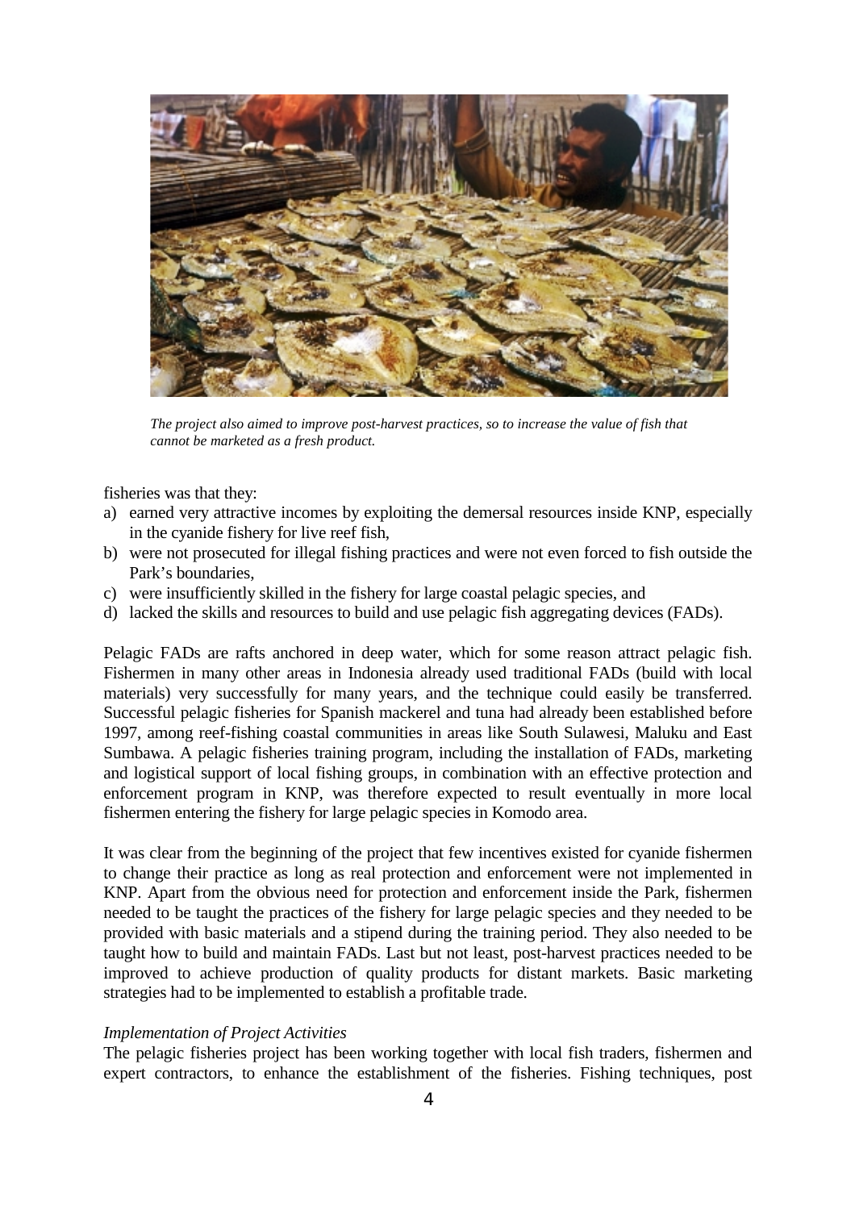*The project also aimed to improve post-harvest practices, so to increase the value of fish that cannot be marketed as a fresh product.*

fisheries was that they:

a) earned very attractive incomes by exploiting the demersal resources inside KNP, especially in the cyanide fishery for live reef fish,
b) were not prosecuted for illegal fishing practices and were not even forced to fish outside the Park's boundaries,
c) were insufficiently skilled in the fishery for large coastal pelagic species, and
d) lacked the skills and resources to build and use pelagic fish aggregating devices (FADs).

Pelagic FADs are rafts anchored in deep water, which for some reason attract pelagic fish. Fishermen in many other areas in Indonesia already used traditional FADs (build with local materials) very successfully for many years, and the technique could easily be transferred. Successful pelagic fisheries for Spanish mackerel and tuna had already been established before 1997, among reef-fishing coastal communities in areas like South Sulawesi, Maluku and East Sumbawa. A pelagic fisheries training program, including the installation of FADs, marketing and logistical support of local fishing groups, in combination with an effective protection and enforcement program in KNP, was therefore expected to result eventually in more local fishermen entering the fishery for large pelagic species in Komodo area.

It was clear from the beginning of the project that few incentives existed for cyanide fishermen to change their practice as long as real protection and enforcement were not implemented in KNP. Apart from the obvious need for protection and enforcement inside the Park, fishermen needed to be taught the practices of the fishery for large pelagic species and they needed to be provided with basic materials and a stipend during the training period. They also needed to be taught how to build and maintain FADs. Last but not least, post-harvest practices needed to be improved to achieve production of quality products for distant markets. Basic marketing strategies had to be implemented to establish a profitable trade.

*Implementation of Project Activities*

The pelagic fisheries project has been working together with local fish traders, fishermen and expert contractors, to enhance the establishment of the fisheries. Fishing techniques, post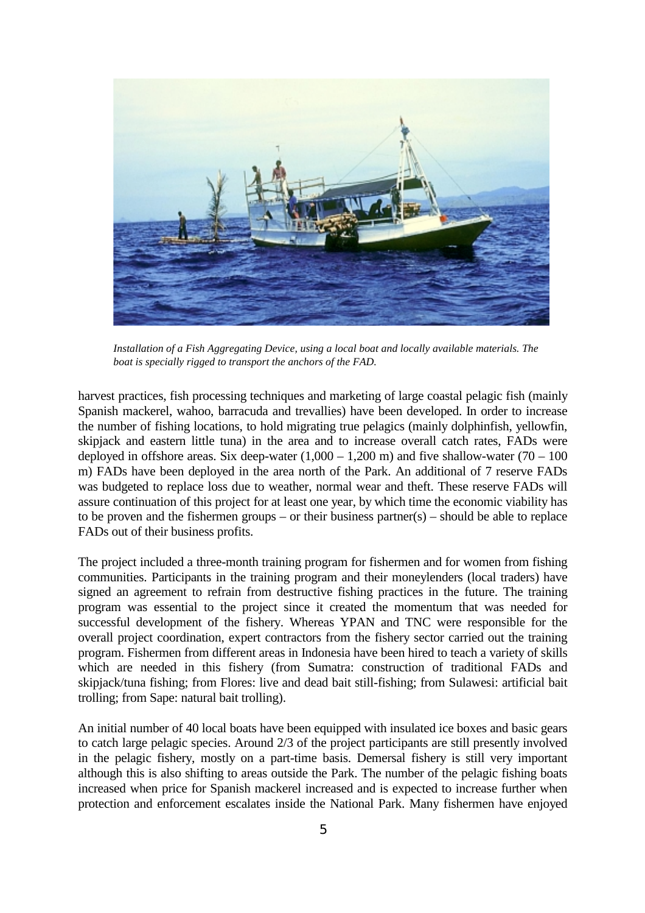*Installation of a Fish Aggregating Device, using a local boat and locally available materials. The boat is specially rigged to transport the anchors of the FAD.*

harvest practices, fish processing techniques and marketing of large coastal pelagic fish (mainly Spanish mackerel, wahoo, barracuda and trevallies) have been developed. In order to increase the number of fishing locations, to hold migrating true pelagics (mainly dolphinfish, yellowfin, skipjack and eastern little tuna) in the area and to increase overall catch rates, FADs were deployed in offshore areas. Six deep-water (1,000 – 1,200 m) and five shallow-water (70 – 100 m) FADs have been deployed in the area north of the Park. An additional of 7 reserve FADs was budgeted to replace loss due to weather, normal wear and theft. These reserve FADs will assure continuation of this project for at least one year, by which time the economic viability has to be proven and the fishermen groups – or their business partner(s) – should be able to replace FADs out of their business profits.

The project included a three-month training program for fishermen and for women from fishing communities. Participants in the training program and their moneylenders (local traders) have signed an agreement to refrain from destructive fishing practices in the future. The training program was essential to the project since it created the momentum that was needed for successful development of the fishery. Whereas YPAN and TNC were responsible for the overall project coordination, expert contractors from the fishery sector carried out the training program. Fishermen from different areas in Indonesia have been hired to teach a variety of skills which are needed in this fishery (from Sumatra: construction of traditional FADs and skipjack/tuna fishing; from Flores: live and dead bait still-fishing; from Sulawesi: artificial bait trolling; from Sape: natural bait trolling).

An initial number of 40 local boats have been equipped with insulated ice boxes and basic gears to catch large pelagic species. Around 2/3 of the project participants are still presently involved in the pelagic fishery, mostly on a part-time basis. Demersal fishery is still very important although this is also shifting to areas outside the Park. The number of the pelagic fishing boats increased when price for Spanish mackerel increased and is expected to increase further when protection and enforcement escalates inside the National Park. Many fishermen have enjoyed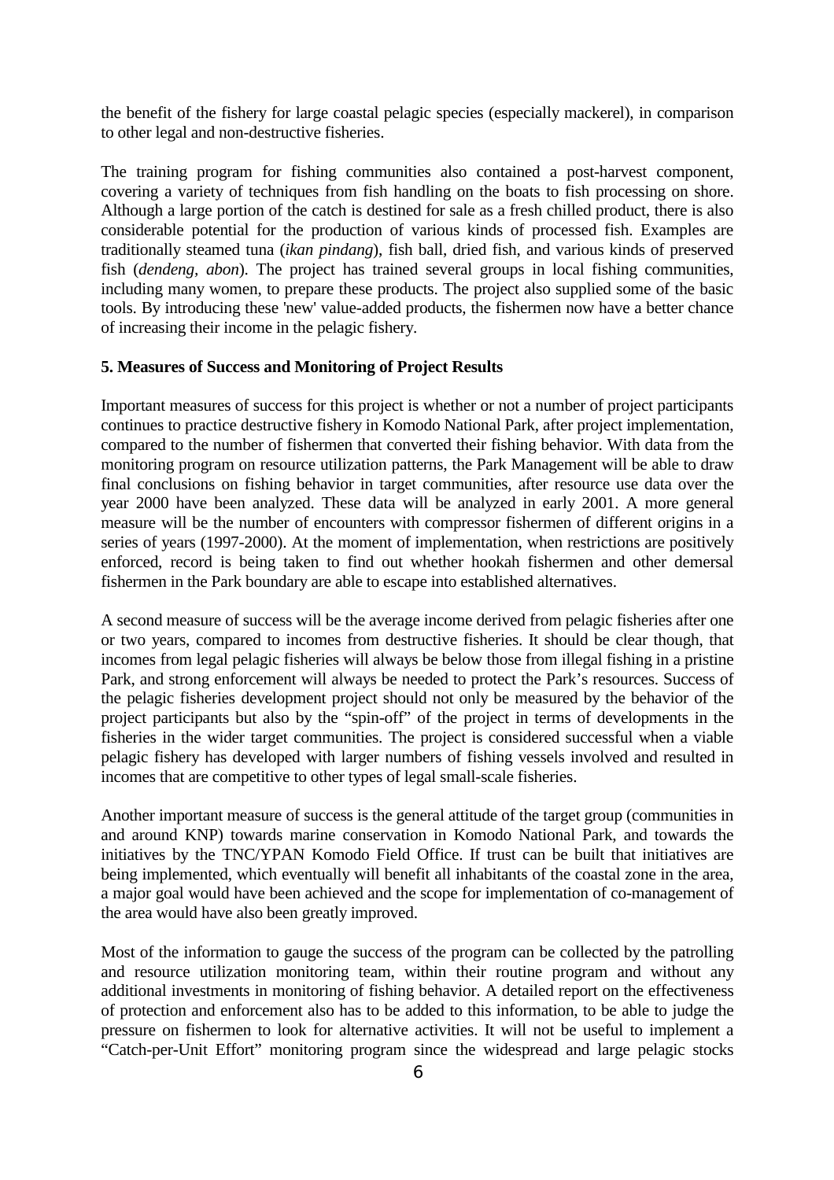the benefit of the fishery for large coastal pelagic species (especially mackerel), in comparison to other legal and non-destructive fisheries.

The training program for fishing communities also contained a post-harvest component, covering a variety of techniques from fish handling on the boats to fish processing on shore. Although a large portion of the catch is destined for sale as a fresh chilled product, there is also considerable potential for the production of various kinds of processed fish. Examples are traditionally steamed tuna (*ikan pindang*), fish ball, dried fish, and various kinds of preserved fish (*dendeng, abon*). The project has trained several groups in local fishing communities, including many women, to prepare these products. The project also supplied some of the basic tools. By introducing these 'new' value-added products, the fishermen now have a better chance of increasing their income in the pelagic fishery.

**5. Measures of Success and Monitoring of Project Results**

Important measures of success for this project is whether or not a number of project participants continues to practice destructive fishery in Komodo National Park, after project implementation, compared to the number of fishermen that converted their fishing behavior. With data from the monitoring program on resource utilization patterns, the Park Management will be able to draw final conclusions on fishing behavior in target communities, after resource use data over the year 2000 have been analyzed. These data will be analyzed in early 2001. A more general measure will be the number of encounters with compressor fishermen of different origins in a series of years (1997-2000). At the moment of implementation, when restrictions are positively enforced, record is being taken to find out whether hookah fishermen and other demersal fishermen in the Park boundary are able to escape into established alternatives.

A second measure of success will be the average income derived from pelagic fisheries after one or two years, compared to incomes from destructive fisheries. It should be clear though, that incomes from legal pelagic fisheries will always be below those from illegal fishing in a pristine Park, and strong enforcement will always be needed to protect the Park's resources. Success of the pelagic fisheries development project should not only be measured by the behavior of the project participants but also by the "spin-off" of the project in terms of developments in the fisheries in the wider target communities. The project is considered successful when a viable pelagic fishery has developed with larger numbers of fishing vessels involved and resulted in incomes that are competitive to other types of legal small-scale fisheries.

Another important measure of success is the general attitude of the target group (communities in and around KNP) towards marine conservation in Komodo National Park, and towards the initiatives by the TNC/YPAN Komodo Field Office. If trust can be built that initiatives are being implemented, which eventually will benefit all inhabitants of the coastal zone in the area, a major goal would have been achieved and the scope for implementation of co-management of the area would have also been greatly improved.

Most of the information to gauge the success of the program can be collected by the patrolling and resource utilization monitoring team, within their routine program and without any additional investments in monitoring of fishing behavior. A detailed report on the effectiveness of protection and enforcement also has to be added to this information, to be able to judge the pressure on fishermen to look for alternative activities. It will not be useful to implement a "Catch-per-Unit Effort" monitoring program since the widespread and large pelagic stocks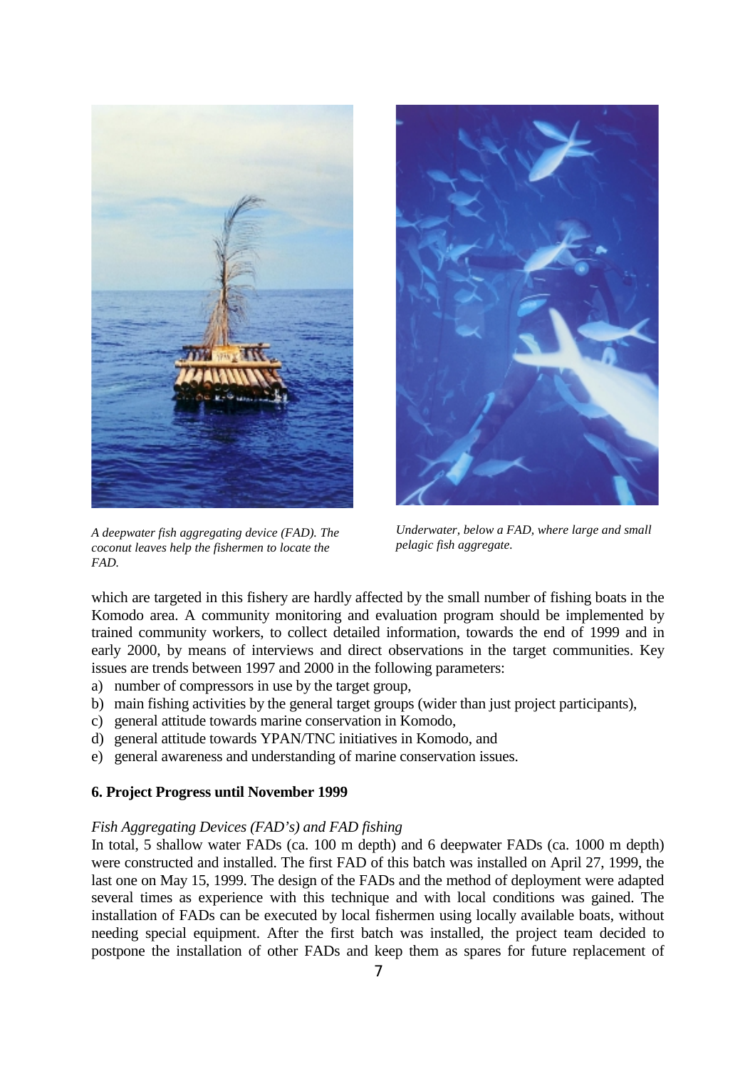*A deepwater fish aggregating device (FAD). The coconut leaves help the fishermen to locate the FAD.*

*Underwater, below a FAD, where large and small pelagic fish aggregate.*

which are targeted in this fishery are hardly affected by the small number of fishing boats in the Komodo area. A community monitoring and evaluation program should be implemented by trained community workers, to collect detailed information, towards the end of 1999 and in early 2000, by means of interviews and direct observations in the target communities. Key issues are trends between 1997 and 2000 in the following parameters:

a) number of compressors in use by the target group,
b) main fishing activities by the general target groups (wider than just project participants),
c) general attitude towards marine conservation in Komodo,
d) general attitude towards YPAN/TNC initiatives in Komodo, and
e) general awareness and understanding of marine conservation issues.

**6. Project Progress until November 1999**

*Fish Aggregating Devices (FAD's) and FAD fishing*

In total, 5 shallow water FADs (ca. 100 m depth) and 6 deepwater FADs (ca. 1000 m depth) were constructed and installed. The first FAD of this batch was installed on April 27, 1999, the last one on May 15, 1999. The design of the FADs and the method of deployment were adapted several times as experience with this technique and with local conditions was gained. The installation of FADs can be executed by local fishermen using locally available boats, without needing special equipment. After the first batch was installed, the project team decided to postpone the installation of other FADs and keep them as spares for future replacement of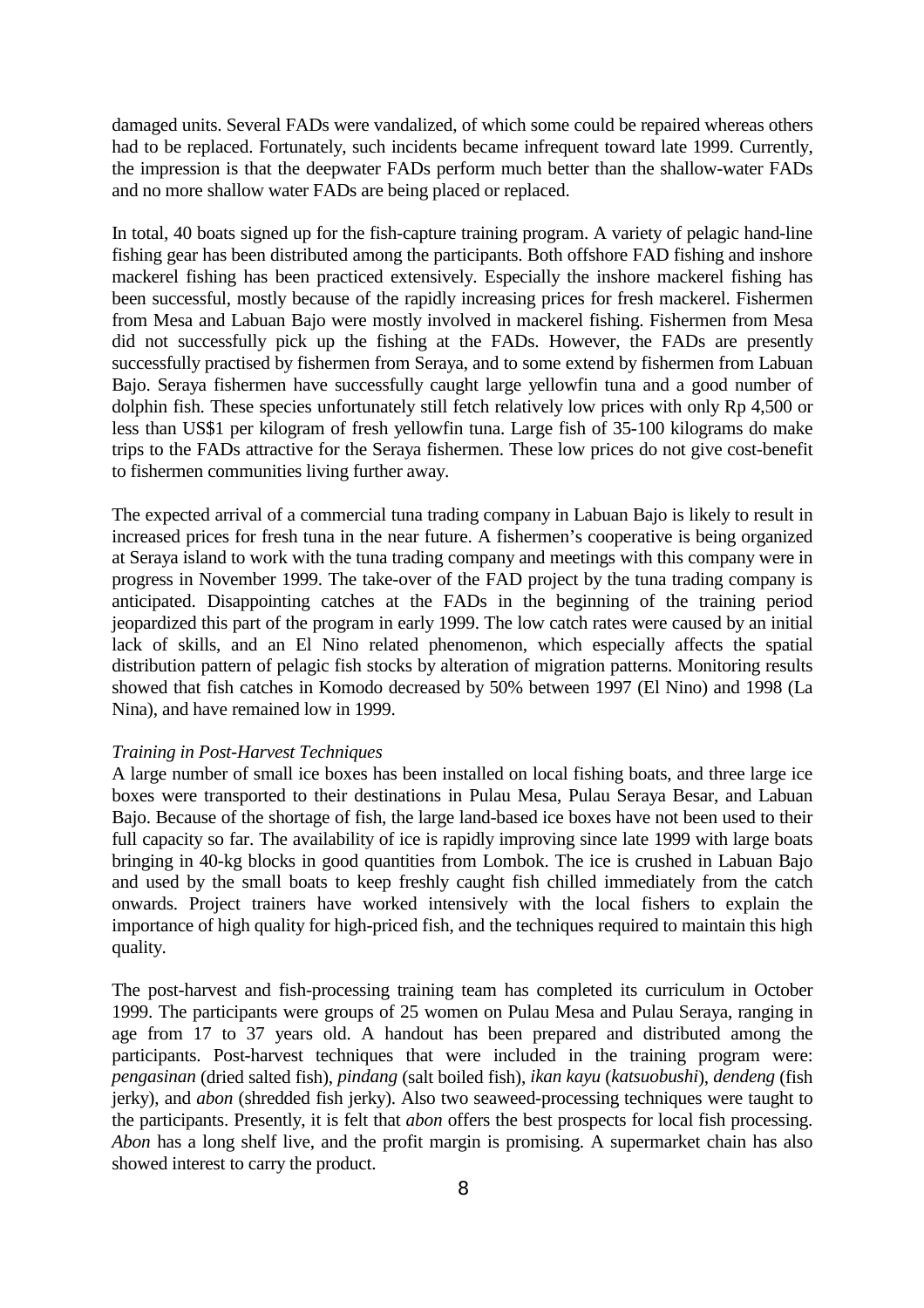damaged units. Several FADs were vandalized, of which some could be repaired whereas others had to be replaced. Fortunately, such incidents became infrequent toward late 1999. Currently, the impression is that the deepwater FADs perform much better than the shallow-water FADs and no more shallow water FADs are being placed or replaced.

In total, 40 boats signed up for the fish-capture training program. A variety of pelagic hand-line fishing gear has been distributed among the participants. Both offshore FAD fishing and inshore mackerel fishing has been practiced extensively. Especially the inshore mackerel fishing has been successful, mostly because of the rapidly increasing prices for fresh mackerel. Fishermen from Mesa and Labuan Bajo were mostly involved in mackerel fishing. Fishermen from Mesa did not successfully pick up the fishing at the FADs. However, the FADs are presently successfully practised by fishermen from Seraya, and to some extend by fishermen from Labuan Bajo. Seraya fishermen have successfully caught large yellowfin tuna and a good number of dolphin fish. These species unfortunately still fetch relatively low prices with only Rp 4,500 or less than US$1 per kilogram of fresh yellowfin tuna. Large fish of 35-100 kilograms do make trips to the FADs attractive for the Seraya fishermen. These low prices do not give cost-benefit to fishermen communities living further away.

The expected arrival of a commercial tuna trading company in Labuan Bajo is likely to result in increased prices for fresh tuna in the near future. A fishermen's cooperative is being organized at Seraya island to work with the tuna trading company and meetings with this company were in progress in November 1999. The take-over of the FAD project by the tuna trading company is anticipated. Disappointing catches at the FADs in the beginning of the training period jeopardized this part of the program in early 1999. The low catch rates were caused by an initial lack of skills, and an El Nino related phenomenon, which especially affects the spatial distribution pattern of pelagic fish stocks by alteration of migration patterns. Monitoring results showed that fish catches in Komodo decreased by 50% between 1997 (El Nino) and 1998 (La Nina), and have remained low in 1999.

*Training in Post-Harvest Techniques*

A large number of small ice boxes has been installed on local fishing boats, and three large ice boxes were transported to their destinations in Pulau Mesa, Pulau Seraya Besar, and Labuan Bajo. Because of the shortage of fish, the large land-based ice boxes have not been used to their full capacity so far. The availability of ice is rapidly improving since late 1999 with large boats bringing in 40-kg blocks in good quantities from Lombok. The ice is crushed in Labuan Bajo and used by the small boats to keep freshly caught fish chilled immediately from the catch onwards. Project trainers have worked intensively with the local fishers to explain the importance of high quality for high-priced fish, and the techniques required to maintain this high quality.

The post-harvest and fish-processing training team has completed its curriculum in October 1999. The participants were groups of 25 women on Pulau Mesa and Pulau Seraya, ranging in age from 17 to 37 years old. A handout has been prepared and distributed among the participants. Post-harvest techniques that were included in the training program were: *pengasinan* (dried salted fish), *pindang* (salt boiled fish), *ikan kayu* (*katsuobushi*), *dendeng* (fish jerky), and *abon* (shredded fish jerky). Also two seaweed-processing techniques were taught to the participants. Presently, it is felt that *abon* offers the best prospects for local fish processing. *Abon* has a long shelf live, and the profit margin is promising. A supermarket chain has also showed interest to carry the product.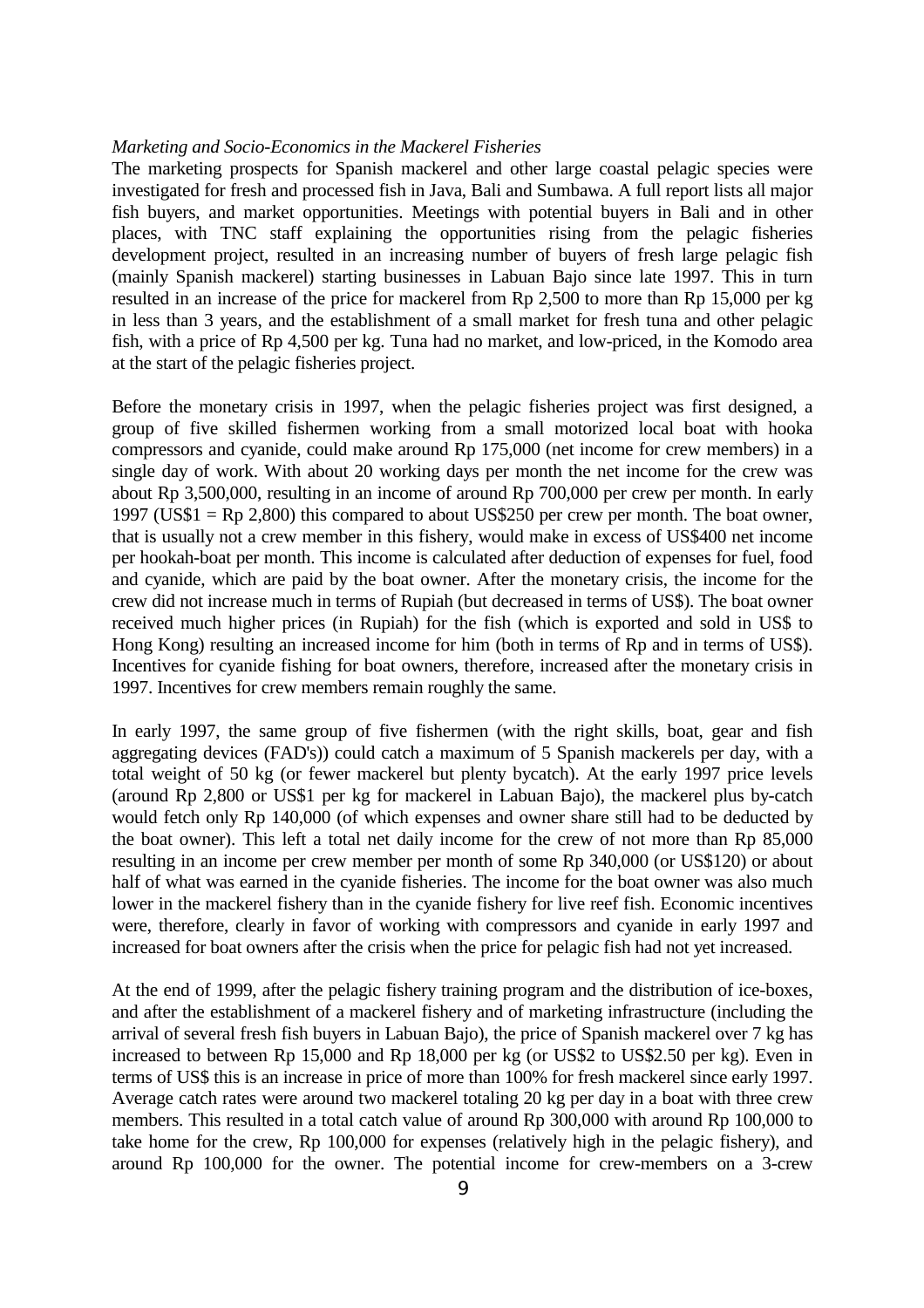*Marketing and Socio-Economics in the Mackerel Fisheries*

The marketing prospects for Spanish mackerel and other large coastal pelagic species were investigated for fresh and processed fish in Java, Bali and Sumbawa. A full report lists all major fish buyers, and market opportunities. Meetings with potential buyers in Bali and in other places, with TNC staff explaining the opportunities rising from the pelagic fisheries development project, resulted in an increasing number of buyers of fresh large pelagic fish (mainly Spanish mackerel) starting businesses in Labuan Bajo since late 1997. This in turn resulted in an increase of the price for mackerel from Rp 2,500 to more than Rp 15,000 per kg in less than 3 years, and the establishment of a small market for fresh tuna and other pelagic fish, with a price of Rp 4,500 per kg. Tuna had no market, and low-priced, in the Komodo area at the start of the pelagic fisheries project.

Before the monetary crisis in 1997, when the pelagic fisheries project was first designed, a group of five skilled fishermen working from a small motorized local boat with hooka compressors and cyanide, could make around Rp 175,000 (net income for crew members) in a single day of work. With about 20 working days per month the net income for the crew was about Rp 3,500,000, resulting in an income of around Rp 700,000 per crew per month. In early 1997 (US$1 = Rp 2,800) this compared to about US$250 per crew per month. The boat owner, that is usually not a crew member in this fishery, would make in excess of US$400 net income per hookah-boat per month. This income is calculated after deduction of expenses for fuel, food and cyanide, which are paid by the boat owner. After the monetary crisis, the income for the crew did not increase much in terms of Rupiah (but decreased in terms of US$). The boat owner received much higher prices (in Rupiah) for the fish (which is exported and sold in US$ to Hong Kong) resulting an increased income for him (both in terms of Rp and in terms of US$). Incentives for cyanide fishing for boat owners, therefore, increased after the monetary crisis in 1997. Incentives for crew members remain roughly the same.

In early 1997, the same group of five fishermen (with the right skills, boat, gear and fish aggregating devices (FAD's)) could catch a maximum of 5 Spanish mackerels per day, with a total weight of 50 kg (or fewer mackerel but plenty bycatch). At the early 1997 price levels (around Rp 2,800 or US$1 per kg for mackerel in Labuan Bajo), the mackerel plus by-catch would fetch only Rp 140,000 (of which expenses and owner share still had to be deducted by the boat owner). This left a total net daily income for the crew of not more than Rp 85,000 resulting in an income per crew member per month of some Rp 340,000 (or US$120) or about half of what was earned in the cyanide fisheries. The income for the boat owner was also much lower in the mackerel fishery than in the cyanide fishery for live reef fish. Economic incentives were, therefore, clearly in favor of working with compressors and cyanide in early 1997 and increased for boat owners after the crisis when the price for pelagic fish had not yet increased.

At the end of 1999, after the pelagic fishery training program and the distribution of ice-boxes, and after the establishment of a mackerel fishery and of marketing infrastructure (including the arrival of several fresh fish buyers in Labuan Bajo), the price of Spanish mackerel over 7 kg has increased to between Rp 15,000 and Rp 18,000 per kg (or US$2 to US$2.50 per kg). Even in terms of US$ this is an increase in price of more than 100% for fresh mackerel since early 1997. Average catch rates were around two mackerel totaling 20 kg per day in a boat with three crew members. This resulted in a total catch value of around Rp 300,000 with around Rp 100,000 to take home for the crew, Rp 100,000 for expenses (relatively high in the pelagic fishery), and around Rp 100,000 for the owner. The potential income for crew-members on a 3-crew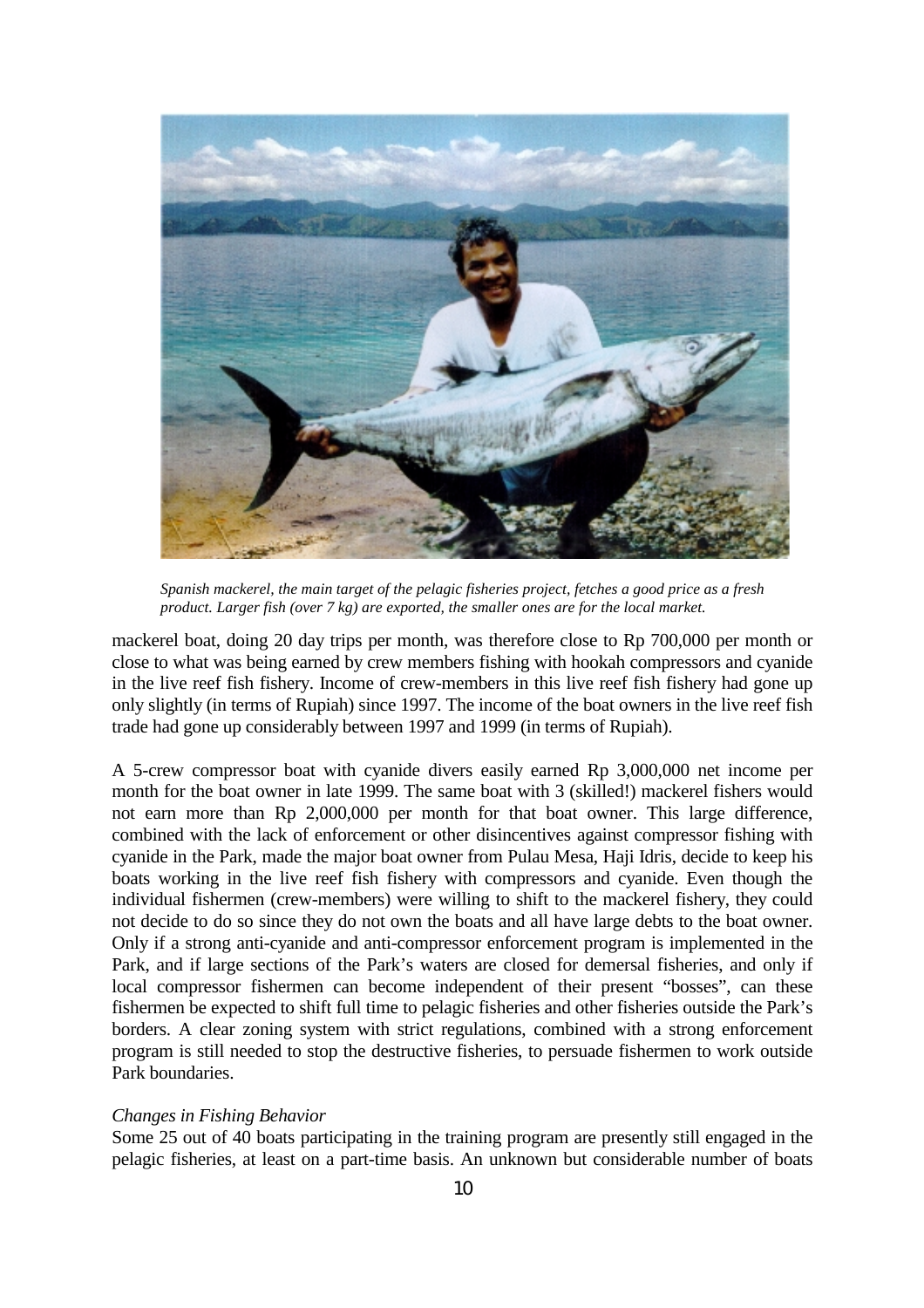*Spanish mackerel, the main target of the pelagic fisheries project, fetches a good price as a fresh product. Larger fish (over 7 kg) are exported, the smaller ones are for the local market.*

mackerel boat, doing 20 day trips per month, was therefore close to Rp 700,000 per month or close to what was being earned by crew members fishing with hookah compressors and cyanide in the live reef fish fishery. Income of crew-members in this live reef fish fishery had gone up only slightly (in terms of Rupiah) since 1997. The income of the boat owners in the live reef fish trade had gone up considerably between 1997 and 1999 (in terms of Rupiah).

A 5-crew compressor boat with cyanide divers easily earned Rp 3,000,000 net income per month for the boat owner in late 1999. The same boat with 3 (skilled!) mackerel fishers would not earn more than Rp 2,000,000 per month for that boat owner. This large difference, combined with the lack of enforcement or other disincentives against compressor fishing with cyanide in the Park, made the major boat owner from Pulau Mesa, Haji Idris, decide to keep his boats working in the live reef fish fishery with compressors and cyanide. Even though the individual fishermen (crew-members) were willing to shift to the mackerel fishery, they could not decide to do so since they do not own the boats and all have large debts to the boat owner. Only if a strong anti-cyanide and anti-compressor enforcement program is implemented in the Park, and if large sections of the Park's waters are closed for demersal fisheries, and only if local compressor fishermen can become independent of their present "bosses", can these fishermen be expected to shift full time to pelagic fisheries and other fisheries outside the Park's borders. A clear zoning system with strict regulations, combined with a strong enforcement program is still needed to stop the destructive fisheries, to persuade fishermen to work outside Park boundaries.

*Changes in Fishing Behavior*

Some 25 out of 40 boats participating in the training program are presently still engaged in the pelagic fisheries, at least on a part-time basis. An unknown but considerable number of boats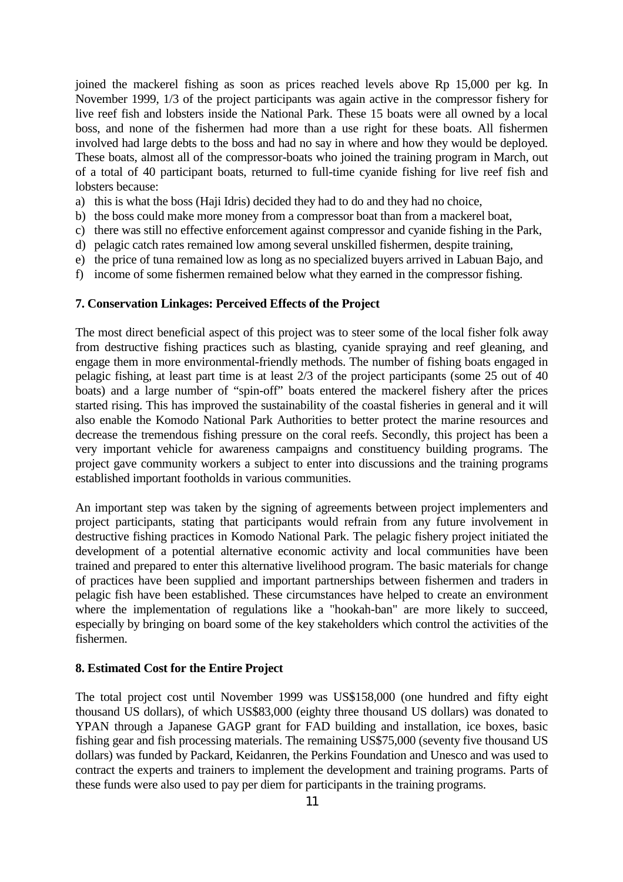joined the mackerel fishing as soon as prices reached levels above Rp 15,000 per kg. In November 1999, 1/3 of the project participants was again active in the compressor fishery for live reef fish and lobsters inside the National Park. These 15 boats were all owned by a local boss, and none of the fishermen had more than a use right for these boats. All fishermen involved had large debts to the boss and had no say in where and how they would be deployed. These boats, almost all of the compressor-boats who joined the training program in March, out of a total of 40 participant boats, returned to full-time cyanide fishing for live reef fish and lobsters because:

a) this is what the boss (Haji Idris) decided they had to do and they had no choice,
b) the boss could make more money from a compressor boat than from a mackerel boat,
c) there was still no effective enforcement against compressor and cyanide fishing in the Park,
d) pelagic catch rates remained low among several unskilled fishermen, despite training,
e) the price of tuna remained low as long as no specialized buyers arrived in Labuan Bajo, and
f) income of some fishermen remained below what they earned in the compressor fishing.

### 7. Conservation Linkages: Perceived Effects of the Project

The most direct beneficial aspect of this project was to steer some of the local fisher folk away from destructive fishing practices such as blasting, cyanide spraying and reef gleaning, and engage them in more environmental-friendly methods. The number of fishing boats engaged in pelagic fishing, at least part time is at least 2/3 of the project participants (some 25 out of 40 boats) and a large number of "spin-off" boats entered the mackerel fishery after the prices started rising. This has improved the sustainability of the coastal fisheries in general and it will also enable the Komodo National Park Authorities to better protect the marine resources and decrease the tremendous fishing pressure on the coral reefs. Secondly, this project has been a very important vehicle for awareness campaigns and constituency building programs. The project gave community workers a subject to enter into discussions and the training programs established important footholds in various communities.

An important step was taken by the signing of agreements between project implementers and project participants, stating that participants would refrain from any future involvement in destructive fishing practices in Komodo National Park. The pelagic fishery project initiated the development of a potential alternative economic activity and local communities have been trained and prepared to enter this alternative livelihood program. The basic materials for change of practices have been supplied and important partnerships between fishermen and traders in pelagic fish have been established. These circumstances have helped to create an environment where the implementation of regulations like a "hookah-ban" are more likely to succeed, especially by bringing on board some of the key stakeholders which control the activities of the fishermen.

### 8. Estimated Cost for the Entire Project

The total project cost until November 1999 was US$158,000 (one hundred and fifty eight thousand US dollars), of which US$83,000 (eighty three thousand US dollars) was donated to YPAN through a Japanese GAGP grant for FAD building and installation, ice boxes, basic fishing gear and fish processing materials. The remaining US$75,000 (seventy five thousand US dollars) was funded by Packard, Keidanren, the Perkins Foundation and Unesco and was used to contract the experts and trainers to implement the development and training programs. Parts of these funds were also used to pay per diem for participants in the training programs.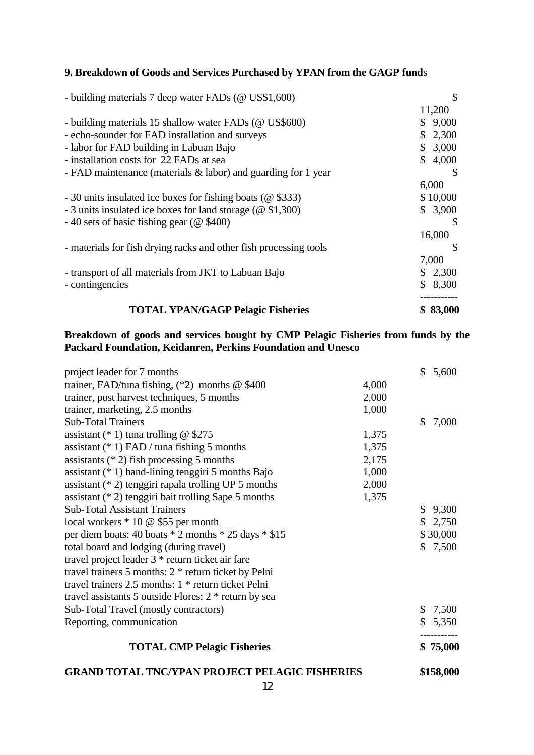**9. Breakdown of Goods and Services Purchased by YPAN from the GAGP funds**

| Item | Amount |
|---|---|
| - building materials 7 deep water FADs (@ US$1,600) | $ 11,200 |
| - building materials 15 shallow water FADs (@ US$600) | $ 9,000 |
| - echo-sounder for FAD installation and surveys | $ 2,300 |
| - labor for FAD building in Labuan Bajo | $ 3,000 |
| - installation costs for 22 FADs at sea | $ 4,000 |
| - FAD maintenance (materials & labor) and guarding for 1 year | $ 6,000 |
| - 30 units insulated ice boxes for fishing boats (@ $333) | $ 10,000 |
| - 3 units insulated ice boxes for land storage (@ $1,300) | $ 3,900 |
| - 40 sets of basic fishing gear (@ $400) | $ 16,000 |
| - materials for fish drying racks and other fish processing tools | $ 7,000 |
| - transport of all materials from JKT to Labuan Bajo | $ 2,300 |
| - contingencies | $ 8,300 |
| **TOTAL YPAN/GAGP Pelagic Fisheries** | **$ 83,000** |

**Breakdown of goods and services bought by CMP Pelagic Fisheries from funds by the Packard Foundation, Keidanren, Perkins Foundation and Unesco**

| Item | | Amount |
|---|---|---|
| project leader for 7 months | | $ 5,600 |
| trainer, FAD/tuna fishing, (*2) months @ $400 | 4,000 | |
| trainer, post harvest techniques, 5 months | 2,000 | |
| trainer, marketing, 2.5 months | 1,000 | |
| Sub-Total Trainers | | $ 7,000 |
| assistant (* 1) tuna trolling @ $275 | 1,375 | |
| assistant (* 1) FAD / tuna fishing 5 months | 1,375 | |
| assistants (* 2) fish processing 5 months | 2,175 | |
| assistant (* 1) hand-lining tenggiri 5 months Bajo | 1,000 | |
| assistant (* 2) tenggiri rapala trolling UP 5 months | 2,000 | |
| assistant (* 2) tenggiri bait trolling Sape 5 months | 1,375 | |
| Sub-Total Assistant Trainers | | $ 9,300 |
| local workers * 10 @ $55 per month | | $ 2,750 |
| per diem boats: 40 boats * 2 months * 25 days * $15 | | $ 30,000 |
| total board and lodging (during travel) | | $ 7,500 |
| travel project leader 3 * return ticket air fare | | |
| travel trainers 5 months: 2 * return ticket by Pelni | | |
| travel trainers 2.5 months: 1 * return ticket Pelni | | |
| travel assistants 5 outside Flores: 2 * return by sea | | |
| Sub-Total Travel (mostly contractors) | | $ 7,500 |
| Reporting, communication | | $ 5,350 |
| **TOTAL CMP Pelagic Fisheries** | | **$ 75,000** |

**GRAND TOTAL TNC/YPAN PROJECT PELAGIC FISHERIES $158,000**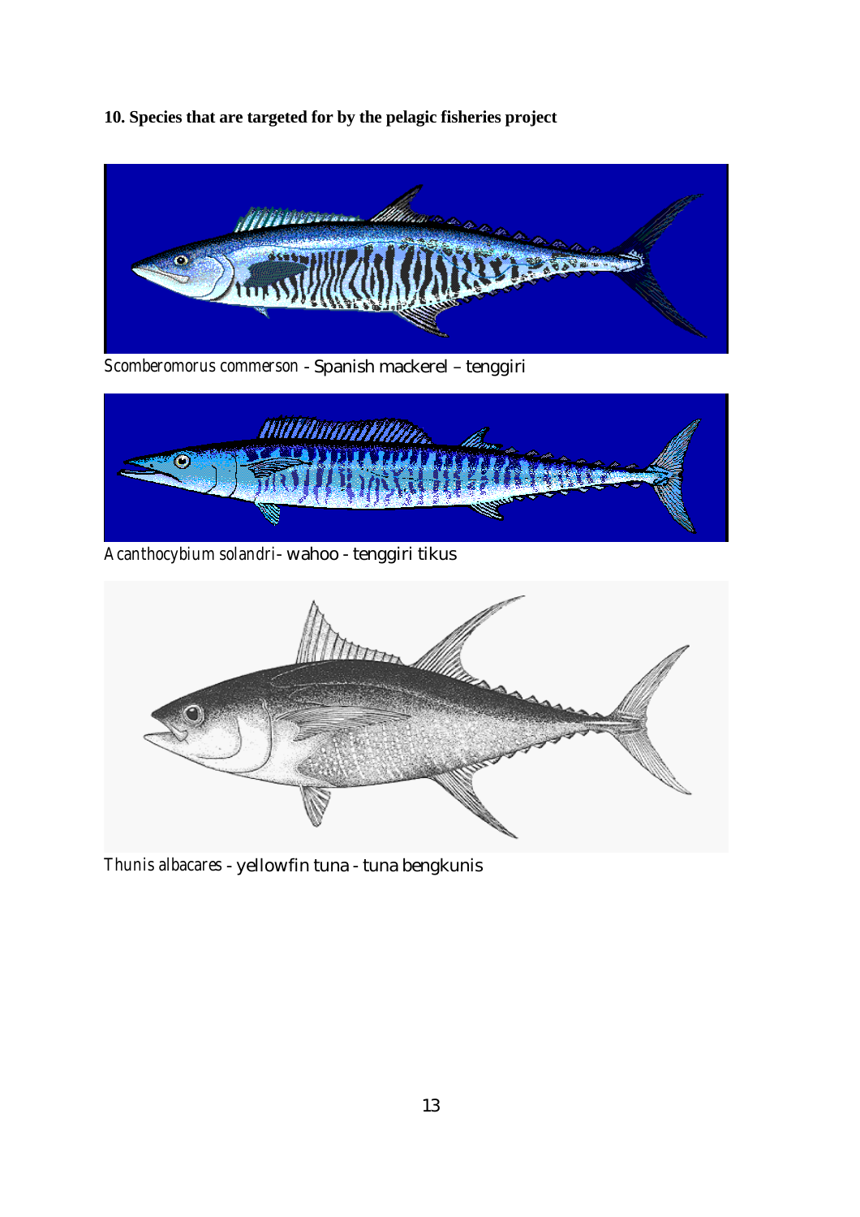**10. Species that are targeted for by the pelagic fisheries project**

*Scomberomorus commerson* - Spanish mackerel – tenggiri

*Acanthocybium solandri*- wahoo - tenggiri tikus

*Thunis albacares* - yellowfin tuna - tuna bengkunis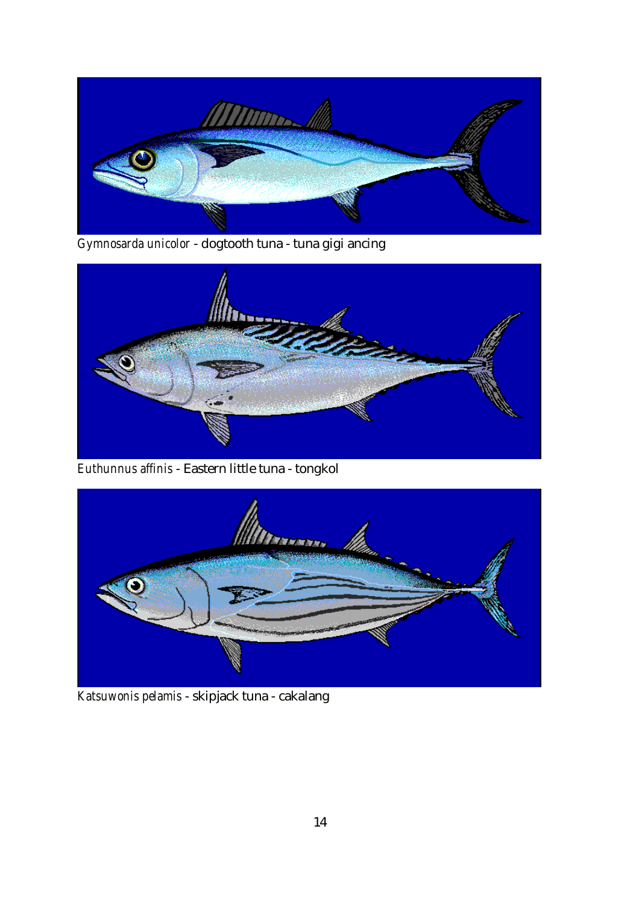*Gymnosarda unicolor* - dogtooth tuna - tuna gigi ancing

*Euthunnus affinis* - Eastern little tuna - tongkol

*Katsuwonis pelamis* - skipjack tuna - cakalang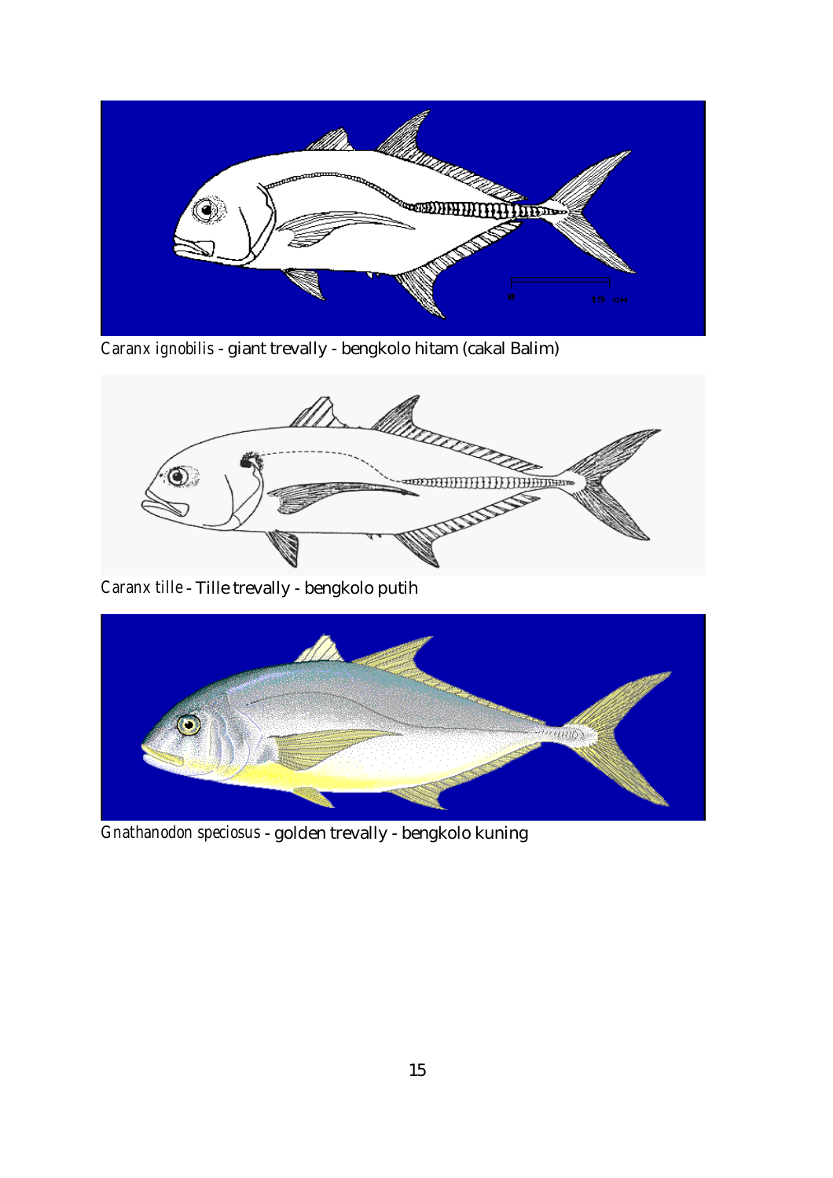*Caranx ignobilis* - giant trevally - bengkolo hitam (cakal Balim)

*Caranx tille* - Tille trevally - bengkolo putih

*Gnathanodon speciosus* - golden trevally - bengkolo kuning